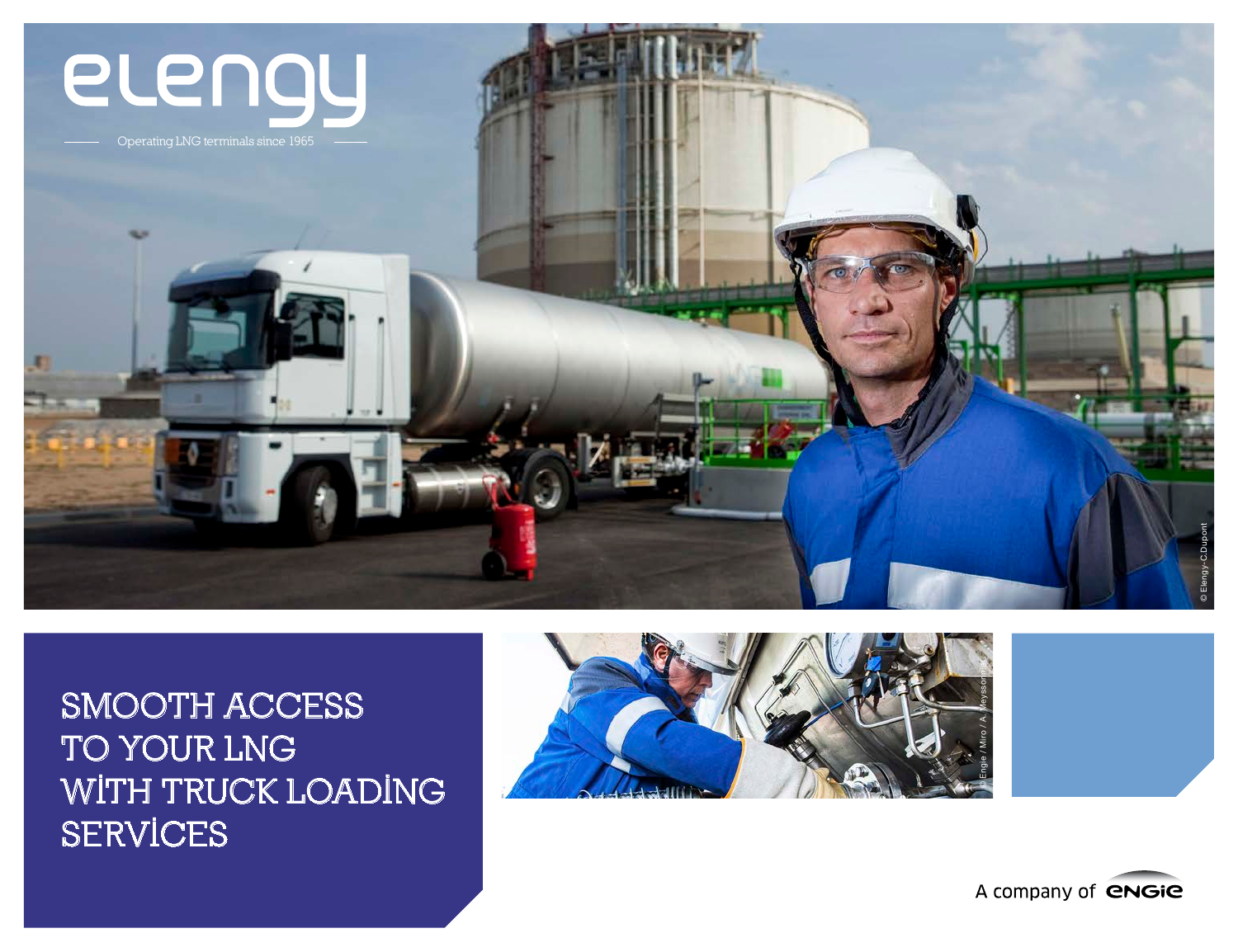elengy

Operating LNG terminals since 1965

# SMOOTH ACCESS TO YOUR LNG WITH TRUCK LOADING SERVICES

A company of ENGIE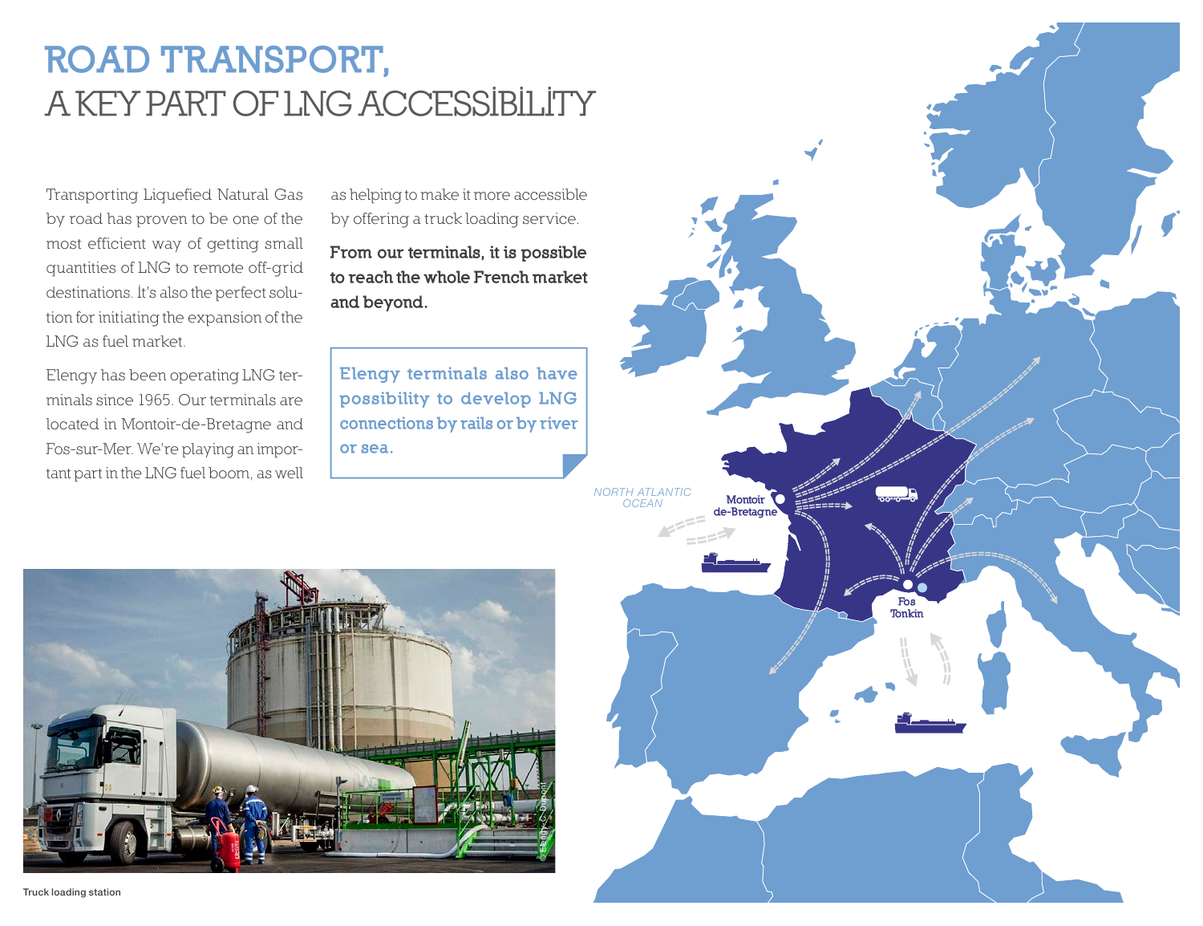# ROAD TRANSPORT,
## A KEY PART OF LNG ACCESSİBİLİTY

Transporting Liquefied Natural Gas by road has proven to be one of the most efficient way of getting small quantities of LNG to remote off-grid destinations. İt's also the perfect solution for initiating the expansion of the LNG as fuel market.

Elengy has been operating LNG terminals since 1965. Our terminals are located in Montoir-de-Bretagne and Fos-sur-Mer. We're playing an important part in the LNG fuel boom, as well as helping to make it more accessible by offering a truck loading service.

**From our terminals, it is possible to reach the whole French market and beyond.**

> Elengy terminals also have possibility to develop LNG connections by rails or by river or sea.

NORTH ATLANTIC OCEAN

Montoir de-Bretagne

Fos Tonkin

Truck loading station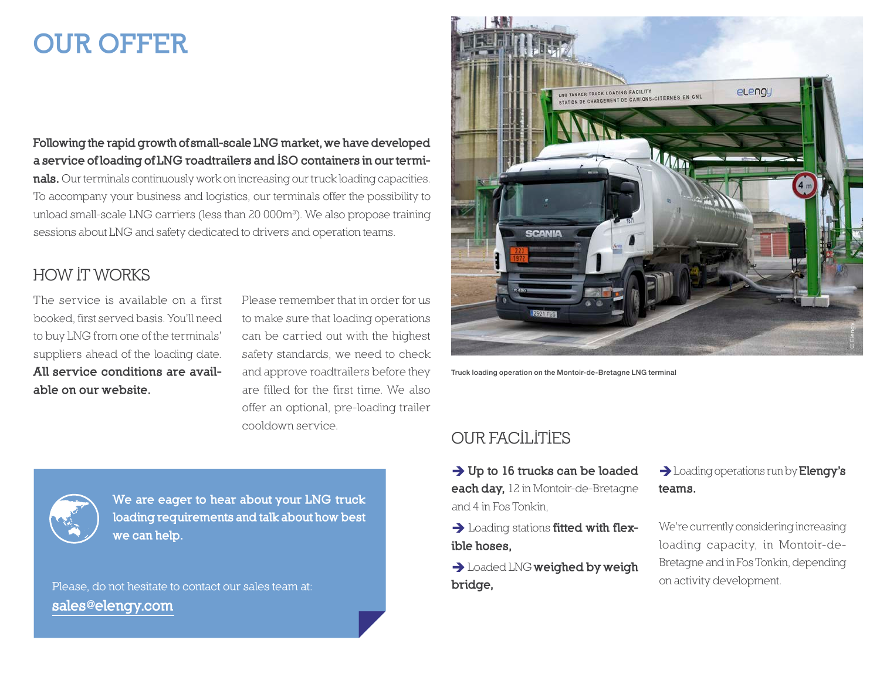# OUR OFFER

**Following the rapid growth of small-scale LNG market, we have developed a service of loading of LNG roadtrailers and ISO containers in our terminals.** Our terminals continuously work on increasing our truck loading capacities. To accompany your business and logistics, our terminals offer the possibility to unload small-scale LNG carriers (less than 20 000m³). We also propose training sessions about LNG and safety dedicated to drivers and operation teams.

## HOW IT WORKS

The service is available on a first booked, first served basis. You'll need to buy LNG from one of the terminals' suppliers ahead of the loading date. **All service conditions are available on our website.**

Please remember that in order for us to make sure that loading operations can be carried out with the highest safety standards, we need to check and approve roadtrailers before they are filled for the first time. We also offer an optional, pre-loading trailer cooldown service.

**We are eager to hear about your LNG truck loading requirements and talk about how best we can help.**

Please, do not hesitate to contact our sales team at:
sales@elengy.com

Truck loading operation on the Montoir-de-Bretagne LNG terminal

## OUR FACILITIES

➔ **Up to 16 trucks can be loaded each day,** 12 in Montoir-de-Bretagne and 4 in Fos Tonkin,

➔ Loading stations **fitted with flexible hoses,**

➔ Loaded LNG **weighed by weigh bridge,**

➔ Loading operations run by **Elengy's teams.**

We're currently considering increasing loading capacity, in Montoir-de-Bretagne and in Fos Tonkin, depending on activity development.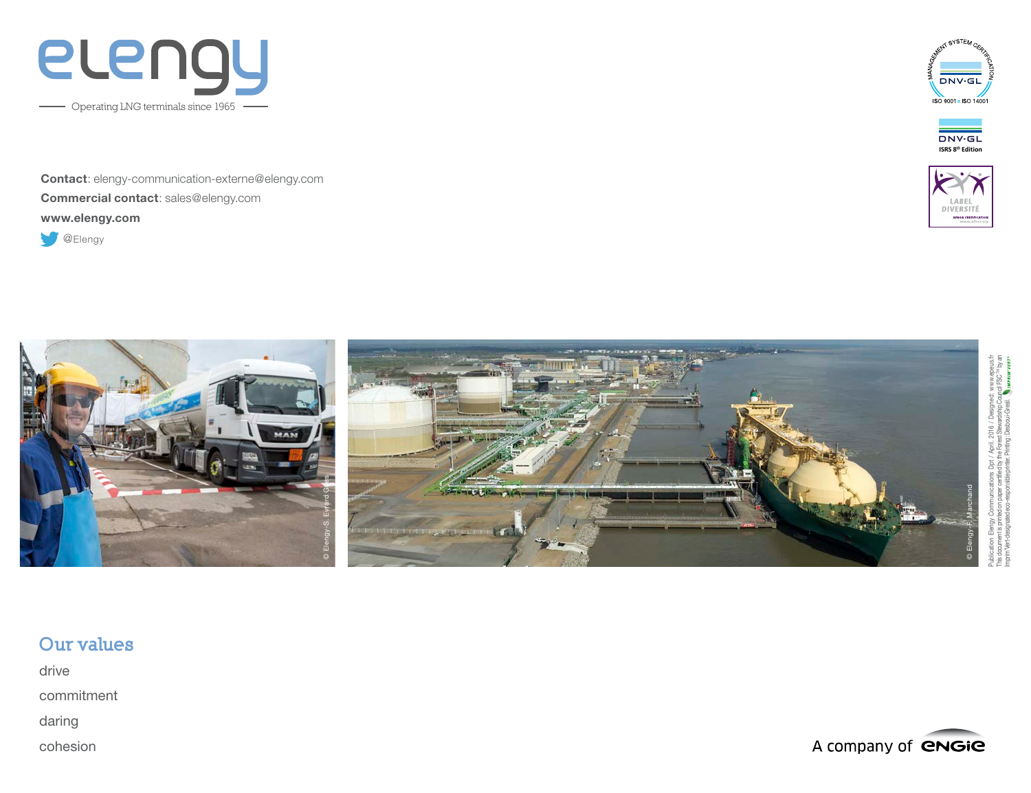elengy

Operating LNG terminals since 1965

**Contact**: elengy-communication-externe@elengy.com

**Commercial contact**: sales@elengy.com

**www.elengy.com**

@Elengy

© Elengy-S. Evrard Gillis

© Elengy-F. Marchand

Publication: Elengy Communications Dpt / April 2016 / Designed: www.apeus.fr
This document is printed on paper certified by the Forest Stewardship Council FSC™ by an Imprim'Vert-designated eco-responsible printer. Printing: Desbouis-Grésil.

## Our values

drive

commitment

daring

cohesion

A company of ENGIE